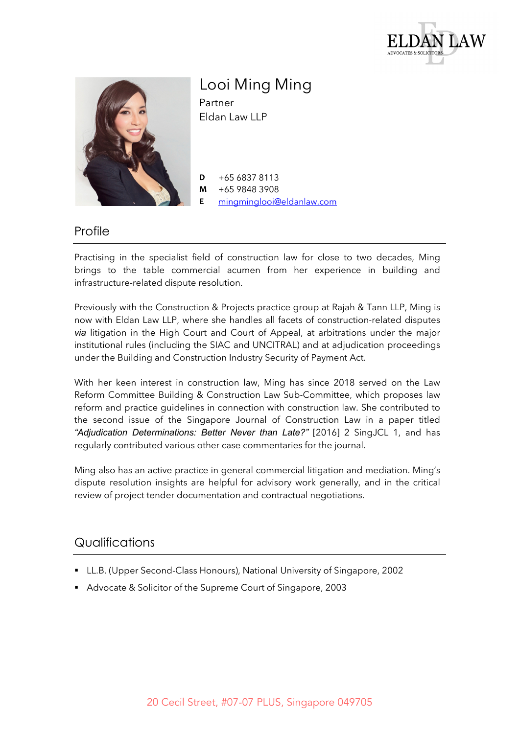# Looi Ming Ming

Partner
Eldan Law LLP

**D** +65 6837 8113
**M** +65 9848 3908
**E** mingminglooi@eldanlaw.com

## Profile

Practising in the specialist field of construction law for close to two decades, Ming brings to the table commercial acumen from her experience in building and infrastructure-related dispute resolution.

Previously with the Construction & Projects practice group at Rajah & Tann LLP, Ming is now with Eldan Law LLP, where she handles all facets of construction-related disputes *via* litigation in the High Court and Court of Appeal, at arbitrations under the major institutional rules (including the SIAC and UNCITRAL) and at adjudication proceedings under the Building and Construction Industry Security of Payment Act.

With her keen interest in construction law, Ming has since 2018 served on the Law Reform Committee Building & Construction Law Sub-Committee, which proposes law reform and practice guidelines in connection with construction law. She contributed to the second issue of the Singapore Journal of Construction Law in a paper titled *"Adjudication Determinations: Better Never than Late?"* [2016] 2 SingJCL 1, and has regularly contributed various other case commentaries for the journal.

Ming also has an active practice in general commercial litigation and mediation. Ming's dispute resolution insights are helpful for advisory work generally, and in the critical review of project tender documentation and contractual negotiations.

## Qualifications

- LL.B. (Upper Second-Class Honours), National University of Singapore, 2002
- Advocate & Solicitor of the Supreme Court of Singapore, 2003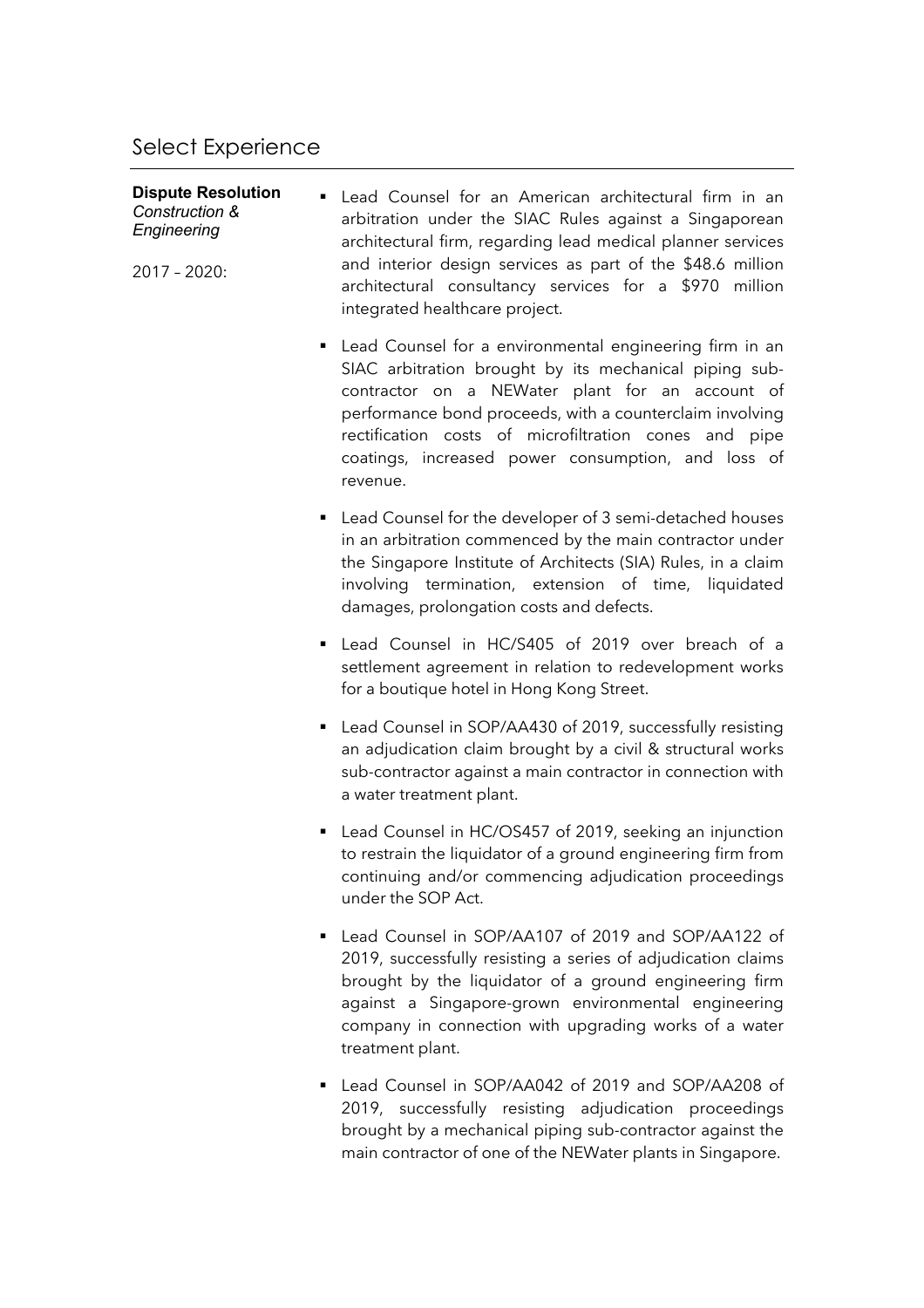## Select Experience

**Dispute Resolution**
*Construction & Engineering*

2017 – 2020:

- Lead Counsel for an American architectural firm in an arbitration under the SIAC Rules against a Singaporean architectural firm, regarding lead medical planner services and interior design services as part of the $48.6 million architectural consultancy services for a $970 million integrated healthcare project.
- Lead Counsel for a environmental engineering firm in an SIAC arbitration brought by its mechanical piping sub-contractor on a NEWater plant for an account of performance bond proceeds, with a counterclaim involving rectification costs of microfiltration cones and pipe coatings, increased power consumption, and loss of revenue.
- Lead Counsel for the developer of 3 semi-detached houses in an arbitration commenced by the main contractor under the Singapore Institute of Architects (SIA) Rules, in a claim involving termination, extension of time, liquidated damages, prolongation costs and defects.
- Lead Counsel in HC/S405 of 2019 over breach of a settlement agreement in relation to redevelopment works for a boutique hotel in Hong Kong Street.
- Lead Counsel in SOP/AA430 of 2019, successfully resisting an adjudication claim brought by a civil & structural works sub-contractor against a main contractor in connection with a water treatment plant.
- Lead Counsel in HC/OS457 of 2019, seeking an injunction to restrain the liquidator of a ground engineering firm from continuing and/or commencing adjudication proceedings under the SOP Act.
- Lead Counsel in SOP/AA107 of 2019 and SOP/AA122 of 2019, successfully resisting a series of adjudication claims brought by the liquidator of a ground engineering firm against a Singapore-grown environmental engineering company in connection with upgrading works of a water treatment plant.
- Lead Counsel in SOP/AA042 of 2019 and SOP/AA208 of 2019, successfully resisting adjudication proceedings brought by a mechanical piping sub-contractor against the main contractor of one of the NEWater plants in Singapore.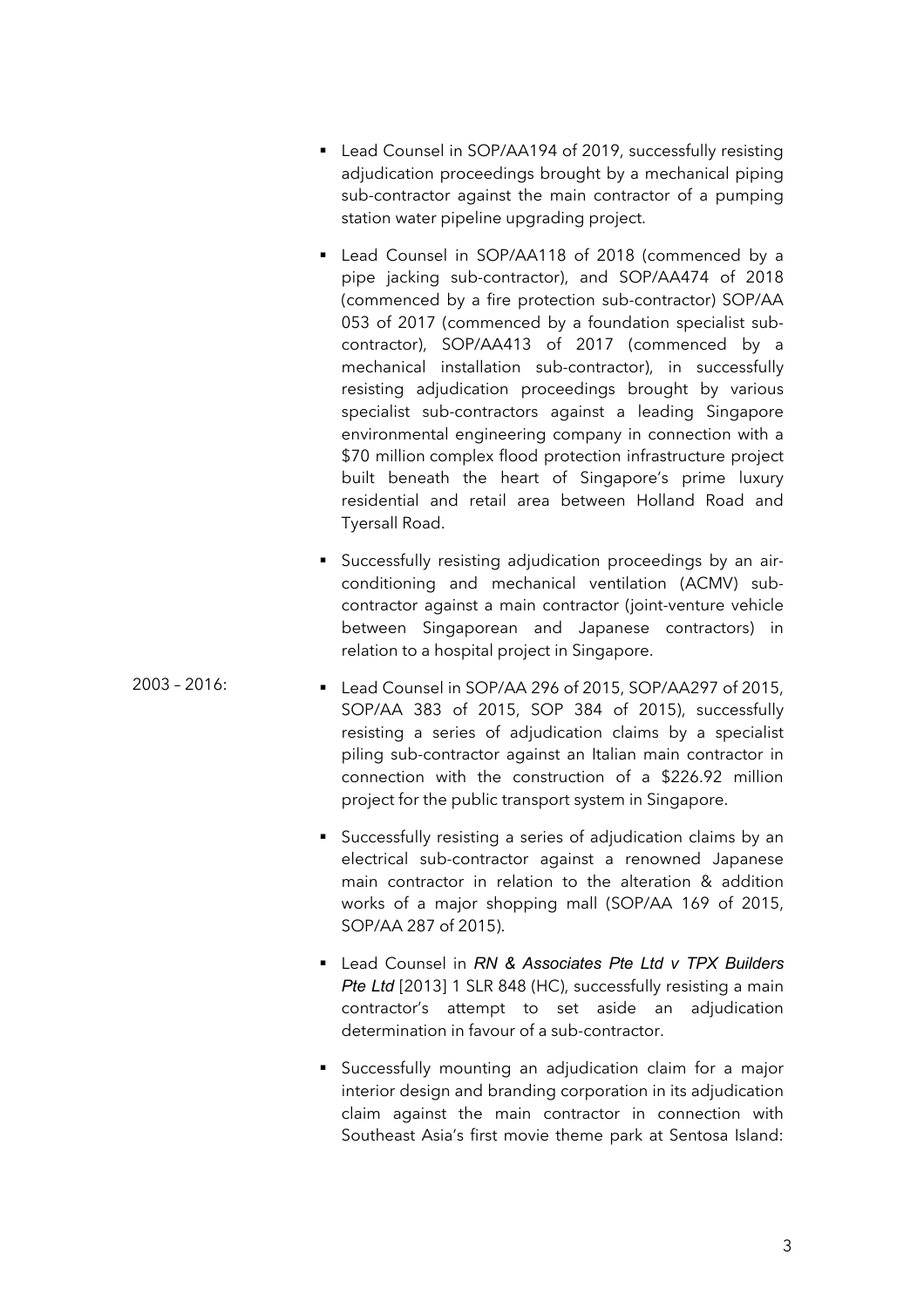- Lead Counsel in SOP/AA194 of 2019, successfully resisting adjudication proceedings brought by a mechanical piping sub-contractor against the main contractor of a pumping station water pipeline upgrading project.

- Lead Counsel in SOP/AA118 of 2018 (commenced by a pipe jacking sub-contractor), and SOP/AA474 of 2018 (commenced by a fire protection sub-contractor) SOP/AA 053 of 2017 (commenced by a foundation specialist sub-contractor), SOP/AA413 of 2017 (commenced by a mechanical installation sub-contractor), in successfully resisting adjudication proceedings brought by various specialist sub-contractors against a leading Singapore environmental engineering company in connection with a $70 million complex flood protection infrastructure project built beneath the heart of Singapore's prime luxury residential and retail area between Holland Road and Tyersall Road.

- Successfully resisting adjudication proceedings by an air-conditioning and mechanical ventilation (ACMV) sub-contractor against a main contractor (joint-venture vehicle between Singaporean and Japanese contractors) in relation to a hospital project in Singapore.

2003 – 2016:

- Lead Counsel in SOP/AA 296 of 2015, SOP/AA297 of 2015, SOP/AA 383 of 2015, SOP 384 of 2015), successfully resisting a series of adjudication claims by a specialist piling sub-contractor against an Italian main contractor in connection with the construction of a $226.92 million project for the public transport system in Singapore.

- Successfully resisting a series of adjudication claims by an electrical sub-contractor against a renowned Japanese main contractor in relation to the alteration & addition works of a major shopping mall (SOP/AA 169 of 2015, SOP/AA 287 of 2015).

- Lead Counsel in ***RN & Associates Pte Ltd v TPX Builders Pte Ltd*** [2013] 1 SLR 848 (HC), successfully resisting a main contractor's attempt to set aside an adjudication determination in favour of a sub-contractor.

- Successfully mounting an adjudication claim for a major interior design and branding corporation in its adjudication claim against the main contractor in connection with Southeast Asia's first movie theme park at Sentosa Island: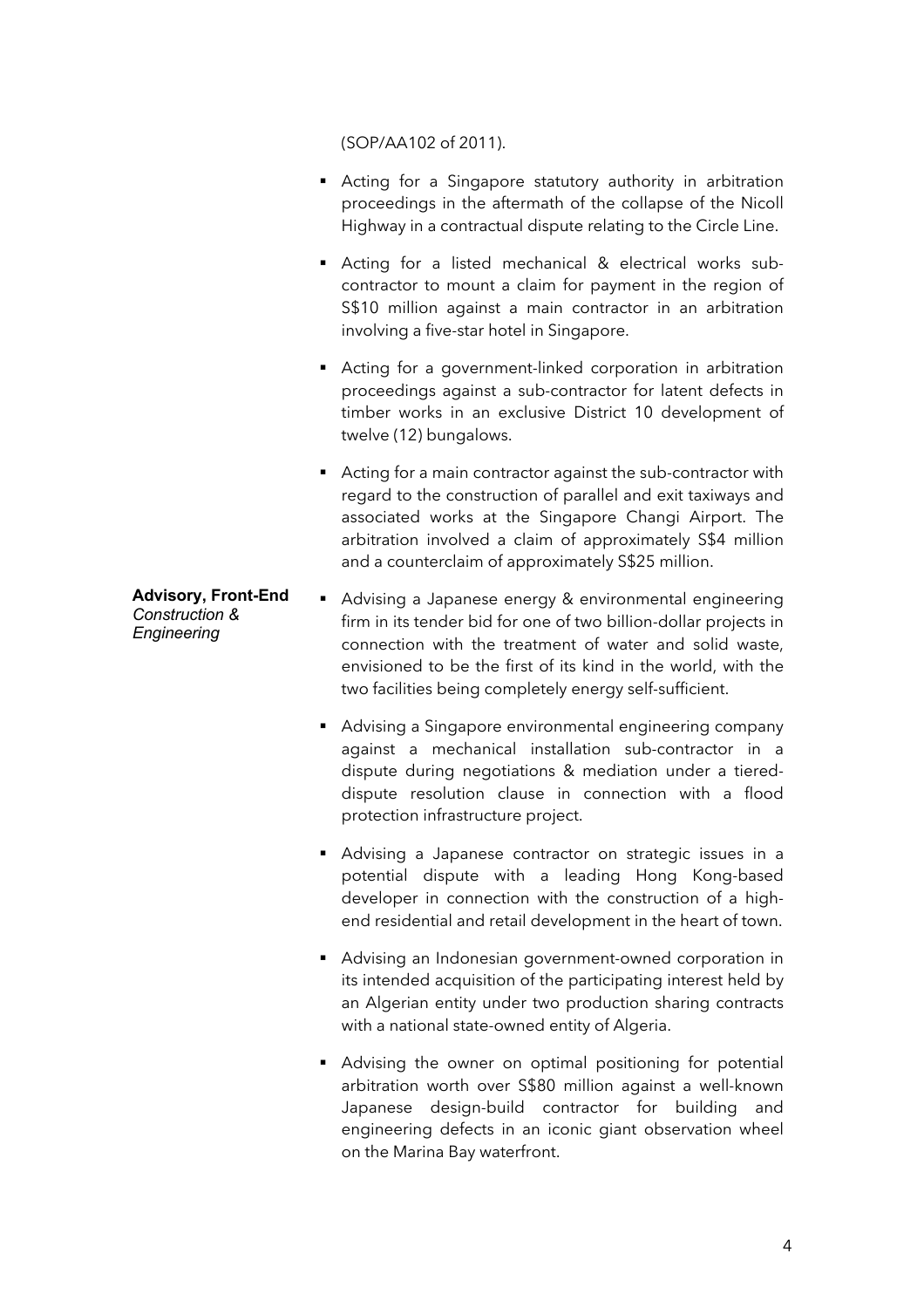(SOP/AA102 of 2011).

- Acting for a Singapore statutory authority in arbitration proceedings in the aftermath of the collapse of the Nicoll Highway in a contractual dispute relating to the Circle Line.
- Acting for a listed mechanical & electrical works sub-contractor to mount a claim for payment in the region of S$10 million against a main contractor in an arbitration involving a five-star hotel in Singapore.
- Acting for a government-linked corporation in arbitration proceedings against a sub-contractor for latent defects in timber works in an exclusive District 10 development of twelve (12) bungalows.
- Acting for a main contractor against the sub-contractor with regard to the construction of parallel and exit taxiways and associated works at the Singapore Changi Airport. The arbitration involved a claim of approximately S$4 million and a counterclaim of approximately S$25 million.

**Advisory, Front-End**
*Construction & Engineering*

- Advising a Japanese energy & environmental engineering firm in its tender bid for one of two billion-dollar projects in connection with the treatment of water and solid waste, envisioned to be the first of its kind in the world, with the two facilities being completely energy self-sufficient.
- Advising a Singapore environmental engineering company against a mechanical installation sub-contractor in a dispute during negotiations & mediation under a tiered-dispute resolution clause in connection with a flood protection infrastructure project.
- Advising a Japanese contractor on strategic issues in a potential dispute with a leading Hong Kong-based developer in connection with the construction of a high-end residential and retail development in the heart of town.
- Advising an Indonesian government-owned corporation in its intended acquisition of the participating interest held by an Algerian entity under two production sharing contracts with a national state-owned entity of Algeria.
- Advising the owner on optimal positioning for potential arbitration worth over S$80 million against a well-known Japanese design-build contractor for building and engineering defects in an iconic giant observation wheel on the Marina Bay waterfront.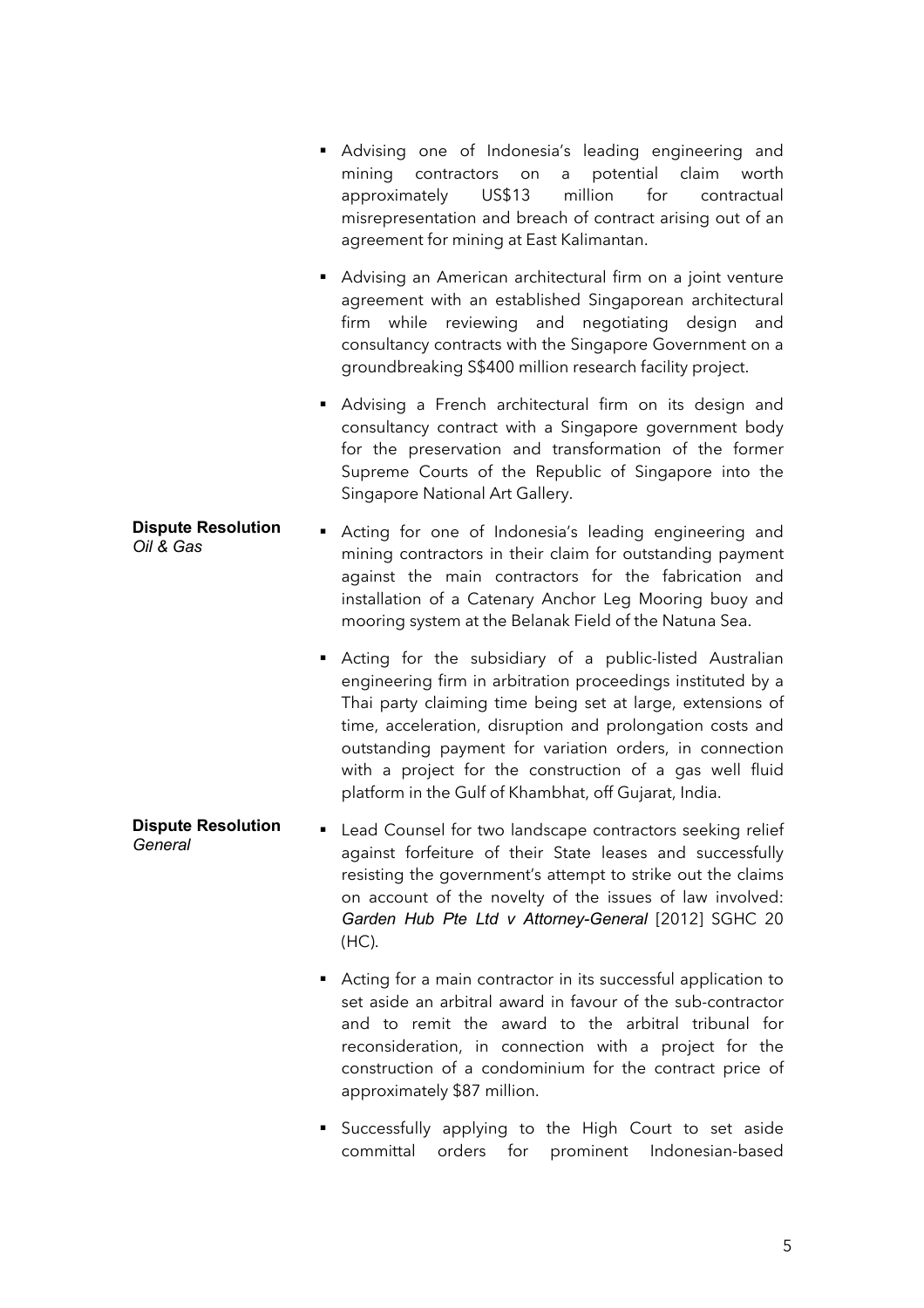- Advising one of Indonesia's leading engineering and mining contractors on a potential claim worth approximately US$13 million for contractual misrepresentation and breach of contract arising out of an agreement for mining at East Kalimantan.

- Advising an American architectural firm on a joint venture agreement with an established Singaporean architectural firm while reviewing and negotiating design and consultancy contracts with the Singapore Government on a groundbreaking S$400 million research facility project.

- Advising a French architectural firm on its design and consultancy contract with a Singapore government body for the preservation and transformation of the former Supreme Courts of the Republic of Singapore into the Singapore National Art Gallery.

**Dispute Resolution**
*Oil & Gas*

- Acting for one of Indonesia's leading engineering and mining contractors in their claim for outstanding payment against the main contractors for the fabrication and installation of a Catenary Anchor Leg Mooring buoy and mooring system at the Belanak Field of the Natuna Sea.

- Acting for the subsidiary of a public-listed Australian engineering firm in arbitration proceedings instituted by a Thai party claiming time being set at large, extensions of time, acceleration, disruption and prolongation costs and outstanding payment for variation orders, in connection with a project for the construction of a gas well fluid platform in the Gulf of Khambhat, off Gujarat, India.

**Dispute Resolution**
*General*

- Lead Counsel for two landscape contractors seeking relief against forfeiture of their State leases and successfully resisting the government's attempt to strike out the claims on account of the novelty of the issues of law involved: ***Garden Hub Pte Ltd v Attorney-General*** [2012] SGHC 20 (HC).

- Acting for a main contractor in its successful application to set aside an arbitral award in favour of the sub-contractor and to remit the award to the arbitral tribunal for reconsideration, in connection with a project for the construction of a condominium for the contract price of approximately $87 million.

- Successfully applying to the High Court to set aside committal orders for prominent Indonesian-based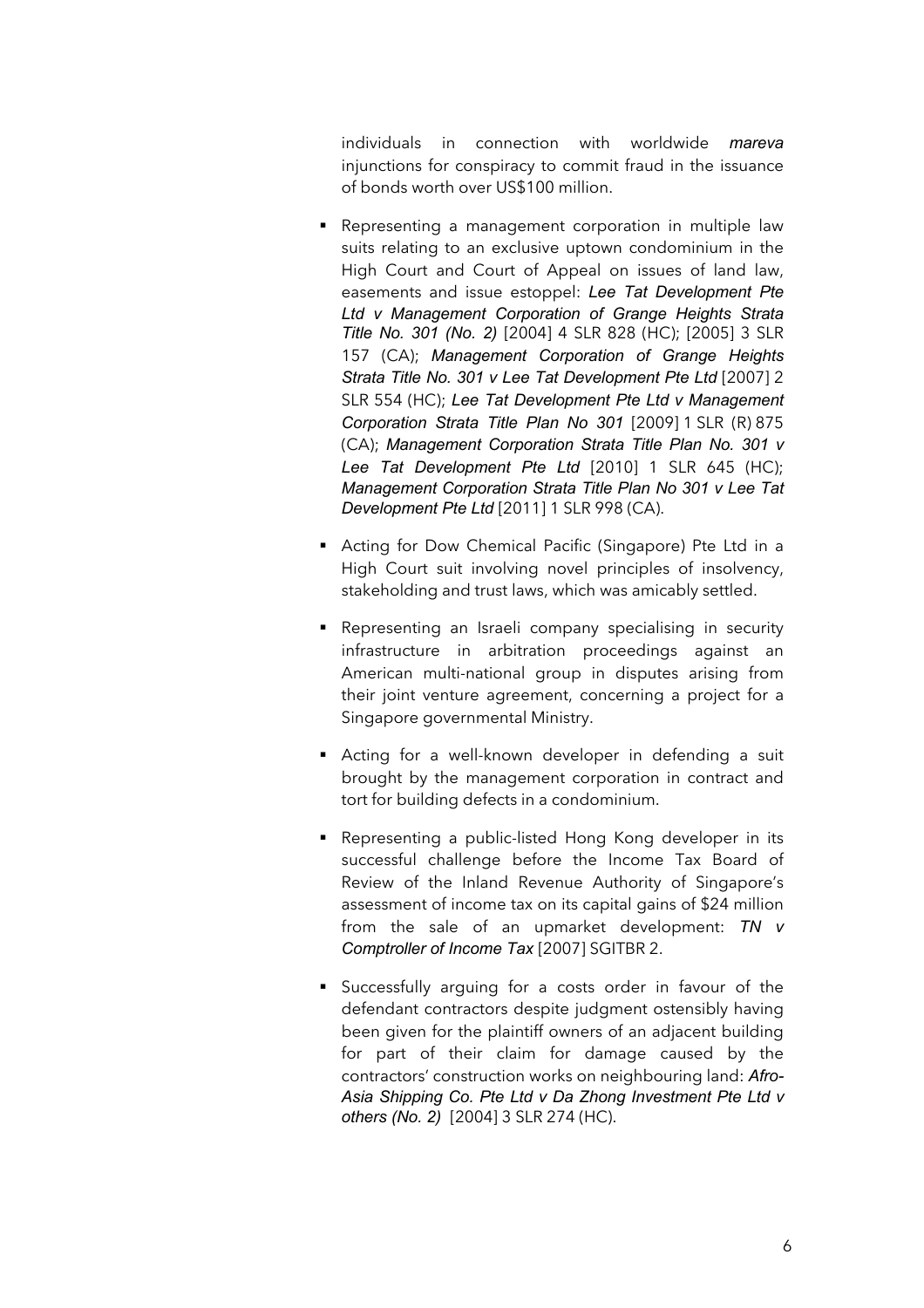individuals in connection with worldwide *mareva* injunctions for conspiracy to commit fraud in the issuance of bonds worth over US$100 million.

- Representing a management corporation in multiple law suits relating to an exclusive uptown condominium in the High Court and Court of Appeal on issues of land law, easements and issue estoppel: *Lee Tat Development Pte Ltd v Management Corporation of Grange Heights Strata Title No. 301 (No. 2)* [2004] 4 SLR 828 (HC); [2005] 3 SLR 157 (CA); *Management Corporation of Grange Heights Strata Title No. 301 v Lee Tat Development Pte Ltd* [2007] 2 SLR 554 (HC); *Lee Tat Development Pte Ltd v Management Corporation Strata Title Plan No 301* [2009] 1 SLR (R) 875 (CA); *Management Corporation Strata Title Plan No. 301 v Lee Tat Development Pte Ltd* [2010] 1 SLR 645 (HC); *Management Corporation Strata Title Plan No 301 v Lee Tat Development Pte Ltd* [2011] 1 SLR 998 (CA).

- Acting for Dow Chemical Pacific (Singapore) Pte Ltd in a High Court suit involving novel principles of insolvency, stakeholding and trust laws, which was amicably settled.

- Representing an Israeli company specialising in security infrastructure in arbitration proceedings against an American multi-national group in disputes arising from their joint venture agreement, concerning a project for a Singapore governmental Ministry.

- Acting for a well-known developer in defending a suit brought by the management corporation in contract and tort for building defects in a condominium.

- Representing a public-listed Hong Kong developer in its successful challenge before the Income Tax Board of Review of the Inland Revenue Authority of Singapore's assessment of income tax on its capital gains of $24 million from the sale of an upmarket development: *TN v Comptroller of Income Tax* [2007] SGITBR 2.

- Successfully arguing for a costs order in favour of the defendant contractors despite judgment ostensibly having been given for the plaintiff owners of an adjacent building for part of their claim for damage caused by the contractors' construction works on neighbouring land: *Afro-Asia Shipping Co. Pte Ltd v Da Zhong Investment Pte Ltd v others (No. 2)* [2004] 3 SLR 274 (HC).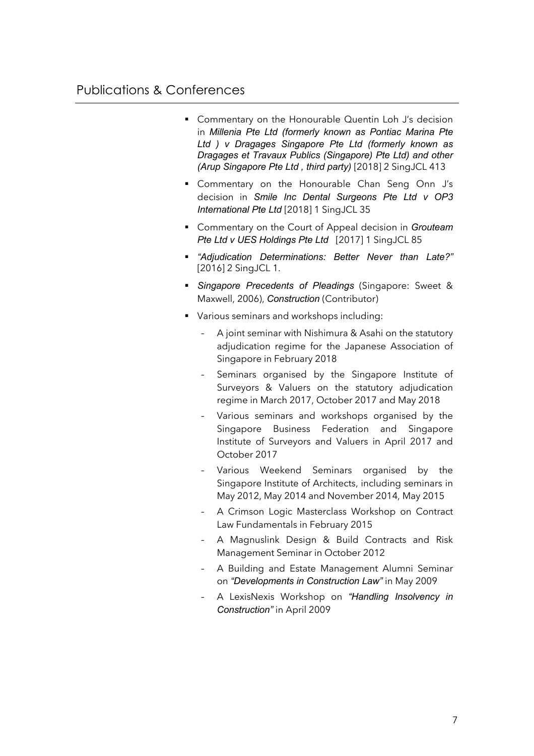## Publications & Conferences

- Commentary on the Honourable Quentin Loh J's decision in *Millenia Pte Ltd (formerly known as Pontiac Marina Pte Ltd ) v Dragages Singapore Pte Ltd (formerly known as Dragages et Travaux Publics (Singapore) Pte Ltd) and other (Arup Singapore Pte Ltd , third party)* [2018] 2 SingJCL 413
- Commentary on the Honourable Chan Seng Onn J's decision in *Smile Inc Dental Surgeons Pte Ltd v OP3 International Pte Ltd* [2018] 1 SingJCL 35
- Commentary on the Court of Appeal decision in *Grouteam Pte Ltd v UES Holdings Pte Ltd* [2017] 1 SingJCL 85
- *"Adjudication Determinations: Better Never than Late?"* [2016] 2 SingJCL 1.
- *Singapore Precedents of Pleadings* (Singapore: Sweet & Maxwell, 2006), *Construction* (Contributor)
- Various seminars and workshops including:
  - A joint seminar with Nishimura & Asahi on the statutory adjudication regime for the Japanese Association of Singapore in February 2018
  - Seminars organised by the Singapore Institute of Surveyors & Valuers on the statutory adjudication regime in March 2017, October 2017 and May 2018
  - Various seminars and workshops organised by the Singapore Business Federation and Singapore Institute of Surveyors and Valuers in April 2017 and October 2017
  - Various Weekend Seminars organised by the Singapore Institute of Architects, including seminars in May 2012, May 2014 and November 2014, May 2015
  - A Crimson Logic Masterclass Workshop on Contract Law Fundamentals in February 2015
  - A Magnuslink Design & Build Contracts and Risk Management Seminar in October 2012
  - A Building and Estate Management Alumni Seminar on *"Developments in Construction Law"* in May 2009
  - A LexisNexis Workshop on *"Handling Insolvency in Construction"* in April 2009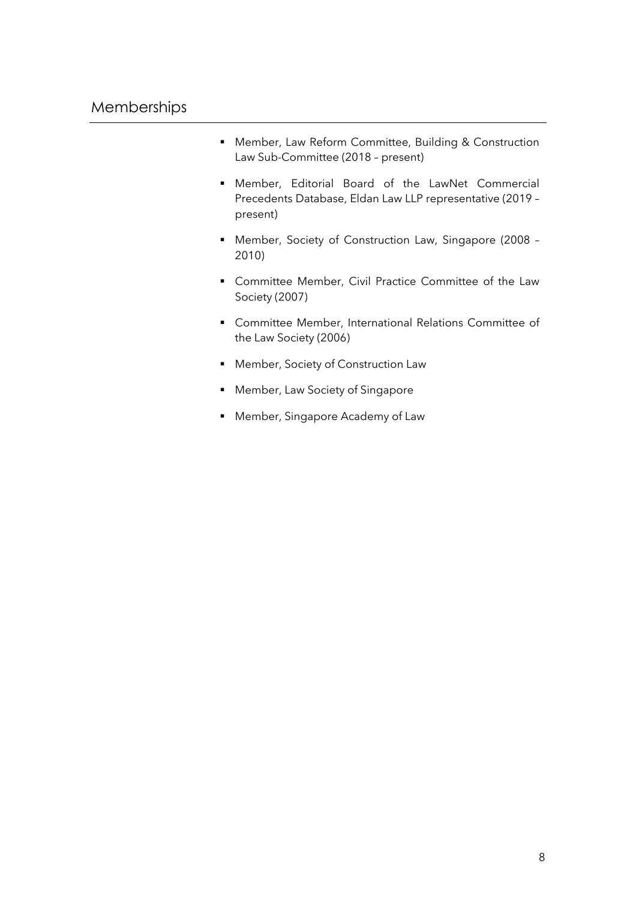## Memberships

- Member, Law Reform Committee, Building & Construction Law Sub-Committee (2018 – present)
- Member, Editorial Board of the LawNet Commercial Precedents Database, Eldan Law LLP representative (2019 – present)
- Member, Society of Construction Law, Singapore (2008 – 2010)
- Committee Member, Civil Practice Committee of the Law Society (2007)
- Committee Member, International Relations Committee of the Law Society (2006)
- Member, Society of Construction Law
- Member, Law Society of Singapore
- Member, Singapore Academy of Law